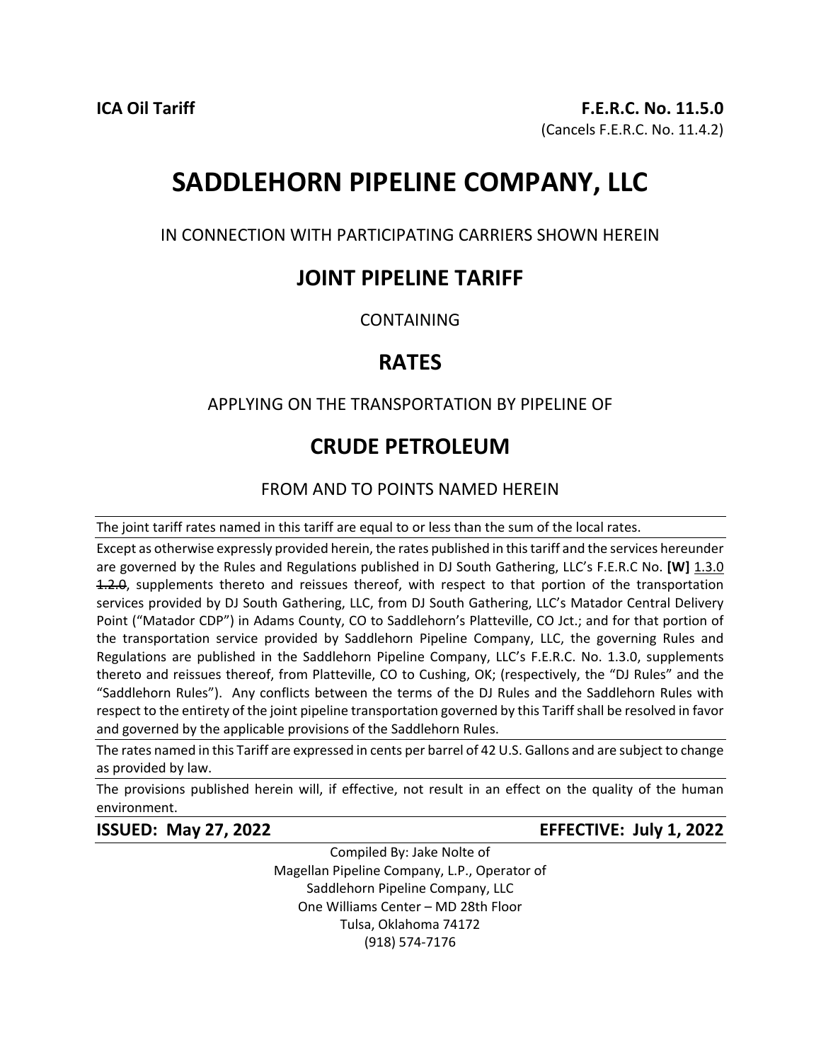**ICA Oil Tariff** **F.E.R.C. No. 11.5.0**

(Cancels F.E.R.C. No. 11.4.2)

# SADDLEHORN PIPELINE COMPANY, LLC

IN CONNECTION WITH PARTICIPATING CARRIERS SHOWN HEREIN

## JOINT PIPELINE TARIFF

CONTAINING

## RATES

APPLYING ON THE TRANSPORTATION BY PIPELINE OF

## CRUDE PETROLEUM

FROM AND TO POINTS NAMED HEREIN

---

The joint tariff rates named in this tariff are equal to or less than the sum of the local rates.

Except as otherwise expressly provided herein, the rates published in this tariff and the services hereunder are governed by the Rules and Regulations published in DJ South Gathering, LLC's F.E.R.C No. **[W]** 1.3.0 ~~1.2.0~~, supplements thereto and reissues thereof, with respect to that portion of the transportation services provided by DJ South Gathering, LLC, from DJ South Gathering, LLC's Matador Central Delivery Point ("Matador CDP") in Adams County, CO to Saddlehorn's Platteville, CO Jct.; and for that portion of the transportation service provided by Saddlehorn Pipeline Company, LLC, the governing Rules and Regulations are published in the Saddlehorn Pipeline Company, LLC's F.E.R.C. No. 1.3.0, supplements thereto and reissues thereof, from Platteville, CO to Cushing, OK; (respectively, the "DJ Rules" and the "Saddlehorn Rules"). Any conflicts between the terms of the DJ Rules and the Saddlehorn Rules with respect to the entirety of the joint pipeline transportation governed by this Tariff shall be resolved in favor and governed by the applicable provisions of the Saddlehorn Rules.

The rates named in this Tariff are expressed in cents per barrel of 42 U.S. Gallons and are subject to change as provided by law.

The provisions published herein will, if effective, not result in an effect on the quality of the human environment.

**ISSUED: May 27, 2022** **EFFECTIVE: July 1, 2022**

Compiled By: Jake Nolte of
Magellan Pipeline Company, L.P., Operator of
Saddlehorn Pipeline Company, LLC
One Williams Center – MD 28th Floor
Tulsa, Oklahoma 74172
(918) 574-7176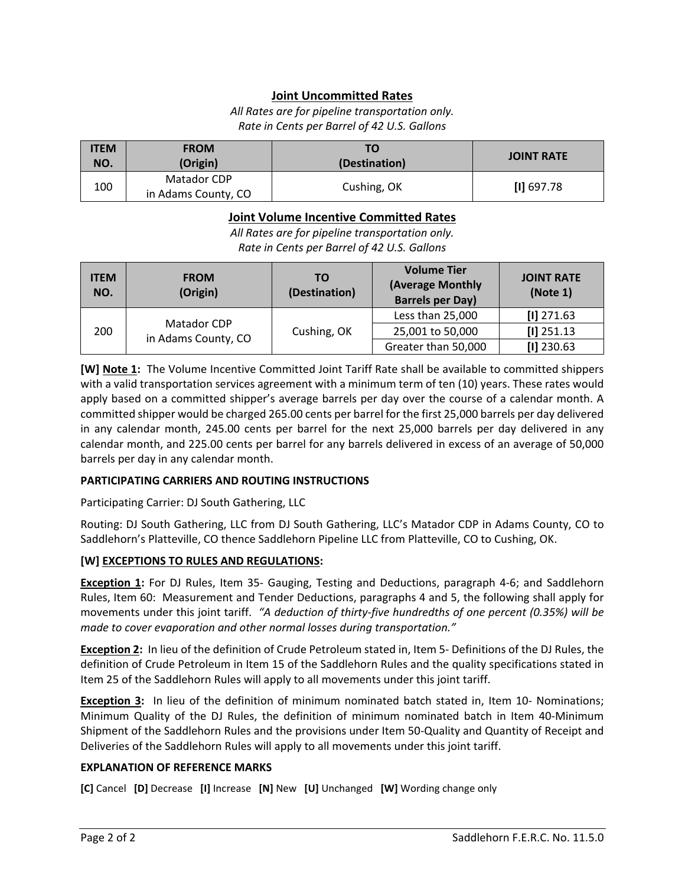## Joint Uncommitted Rates

*All Rates are for pipeline transportation only.*
*Rate in Cents per Barrel of 42 U.S. Gallons*

| ITEM NO. | FROM (Origin) | TO (Destination) | JOINT RATE |
|---|---|---|---|
| 100 | Matador CDP in Adams County, CO | Cushing, OK | **[I]** 697.78 |

## Joint Volume Incentive Committed Rates

*All Rates are for pipeline transportation only.*
*Rate in Cents per Barrel of 42 U.S. Gallons*

| ITEM NO. | FROM (Origin) | TO (Destination) | Volume Tier (Average Monthly Barrels per Day) | JOINT RATE (Note 1) |
|---|---|---|---|---|
| 200 | Matador CDP in Adams County, CO | Cushing, OK | Less than 25,000 | **[I]** 271.63 |
| | | | 25,001 to 50,000 | **[I]** 251.13 |
| | | | Greater than 50,000 | **[I]** 230.63 |

**[W] Note 1:** The Volume Incentive Committed Joint Tariff Rate shall be available to committed shippers with a valid transportation services agreement with a minimum term of ten (10) years. These rates would apply based on a committed shipper's average barrels per day over the course of a calendar month. A committed shipper would be charged 265.00 cents per barrel for the first 25,000 barrels per day delivered in any calendar month, 245.00 cents per barrel for the next 25,000 barrels per day delivered in any calendar month, and 225.00 cents per barrel for any barrels delivered in excess of an average of 50,000 barrels per day in any calendar month.

**PARTICIPATING CARRIERS AND ROUTING INSTRUCTIONS**

Participating Carrier: DJ South Gathering, LLC

Routing: DJ South Gathering, LLC from DJ South Gathering, LLC's Matador CDP in Adams County, CO to Saddlehorn's Platteville, CO thence Saddlehorn Pipeline LLC from Platteville, CO to Cushing, OK.

**[W] EXCEPTIONS TO RULES AND REGULATIONS:**

**Exception 1:** For DJ Rules, Item 35- Gauging, Testing and Deductions, paragraph 4-6; and Saddlehorn Rules, Item 60: Measurement and Tender Deductions, paragraphs 4 and 5, the following shall apply for movements under this joint tariff. *"A deduction of thirty-five hundredths of one percent (0.35%) will be made to cover evaporation and other normal losses during transportation."*

**Exception 2:** In lieu of the definition of Crude Petroleum stated in, Item 5- Definitions of the DJ Rules, the definition of Crude Petroleum in Item 15 of the Saddlehorn Rules and the quality specifications stated in Item 25 of the Saddlehorn Rules will apply to all movements under this joint tariff.

**Exception 3:** In lieu of the definition of minimum nominated batch stated in, Item 10- Nominations; Minimum Quality of the DJ Rules, the definition of minimum nominated batch in Item 40-Minimum Shipment of the Saddlehorn Rules and the provisions under Item 50-Quality and Quantity of Receipt and Deliveries of the Saddlehorn Rules will apply to all movements under this joint tariff.

**EXPLANATION OF REFERENCE MARKS**

**[C]** Cancel **[D]** Decrease **[I]** Increase **[N]** New **[U]** Unchanged **[W]** Wording change only